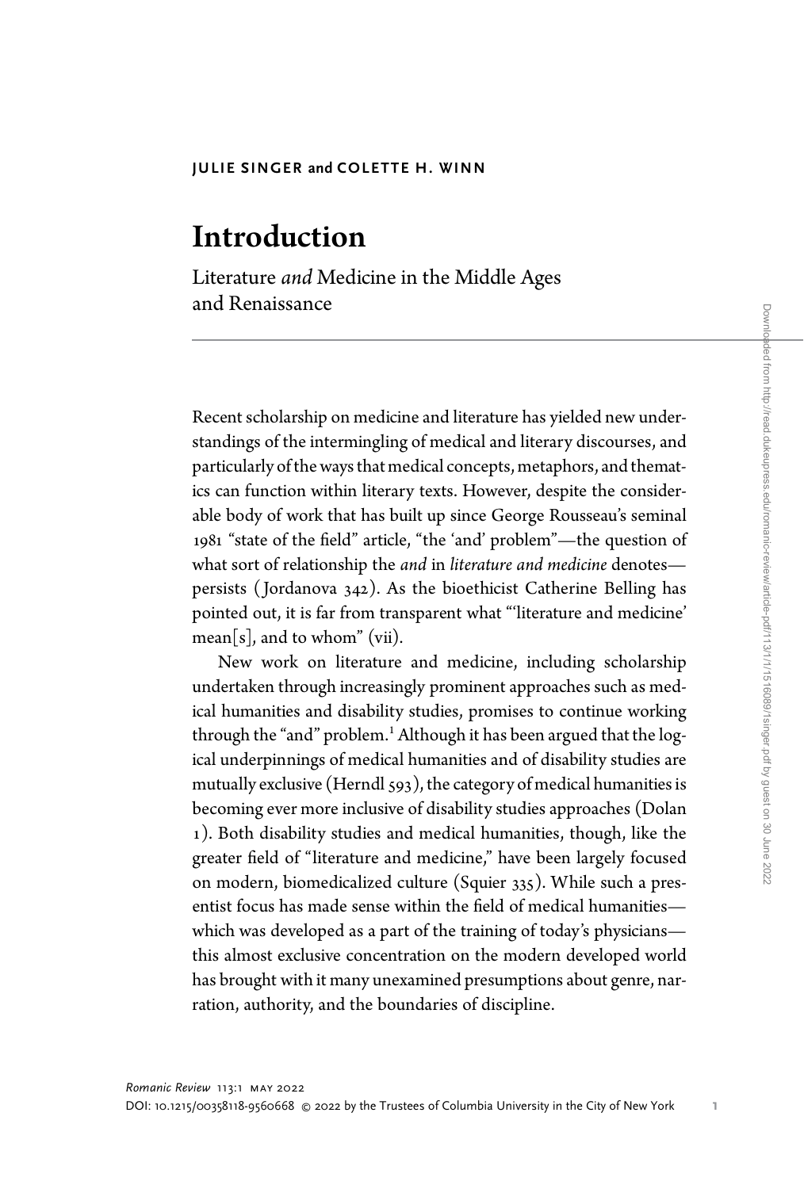JULIE SINGER and COLETTE H. WINN

# Introduction

## Literature *and* Medicine in the Middle Ages and Renaissance

Recent scholarship on medicine and literature has yielded new understandings of the intermingling of medical and literary discourses, and particularly of the ways that medical concepts, metaphors, and thematics can function within literary texts. However, despite the considerable body of work that has built up since George Rousseau's seminal 1981 "state of the field" article, "the 'and' problem"—the question of what sort of relationship the *and* in *literature and medicine* denotes—persists (Jordanova 342). As the bioethicist Catherine Belling has pointed out, it is far from transparent what "'literature and medicine' mean[s], and to whom" (vii).

New work on literature and medicine, including scholarship undertaken through increasingly prominent approaches such as medical humanities and disability studies, promises to continue working through the "and" problem.[1] Although it has been argued that the logical underpinnings of medical humanities and of disability studies are mutually exclusive (Herndl 593), the category of medical humanities is becoming ever more inclusive of disability studies approaches (Dolan 1). Both disability studies and medical humanities, though, like the greater field of "literature and medicine," have been largely focused on modern, biomedicalized culture (Squier 335). While such a presentist focus has made sense within the field of medical humanities—which was developed as a part of the training of today's physicians—this almost exclusive concentration on the modern developed world has brought with it many unexamined presumptions about genre, narration, authority, and the boundaries of discipline.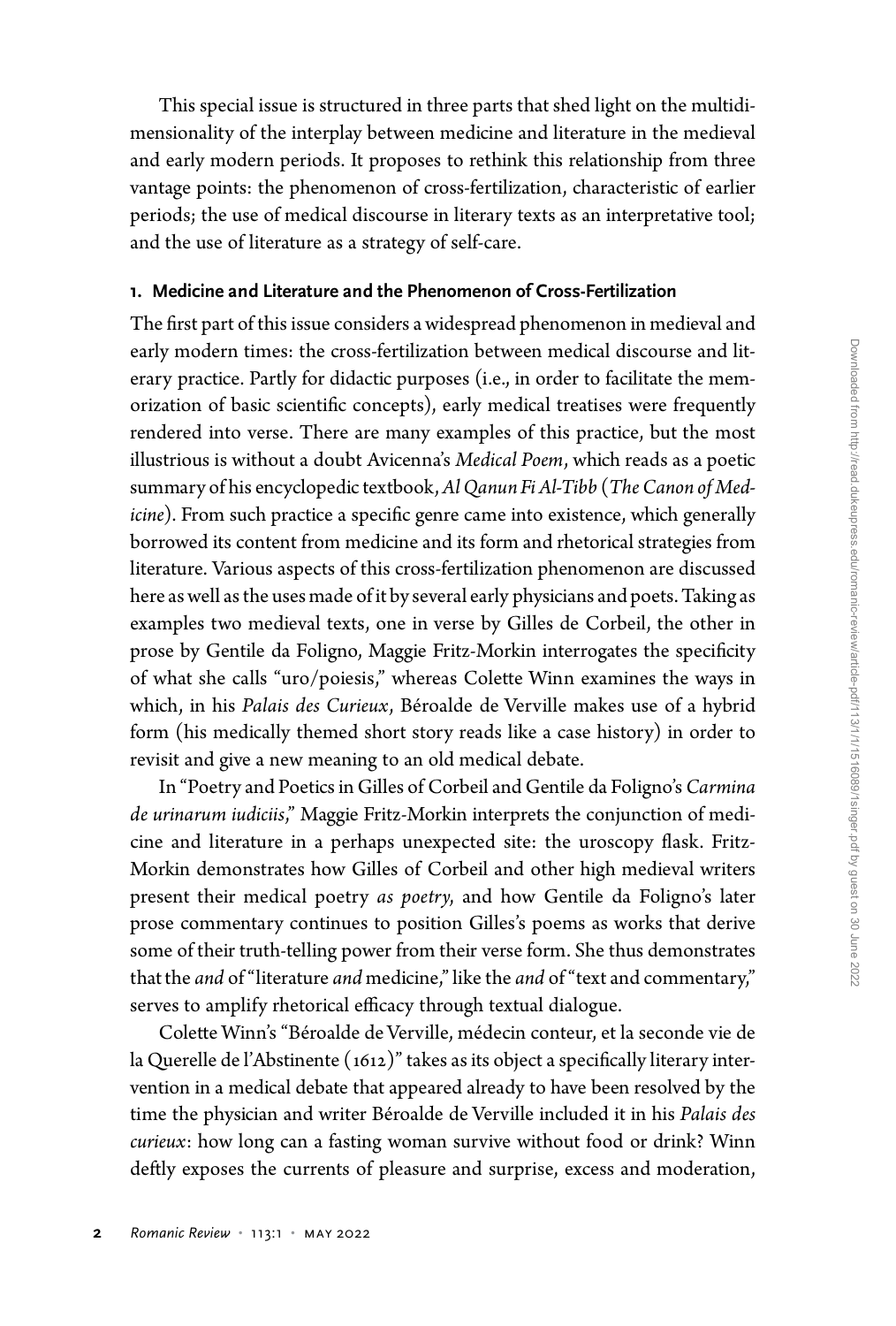This special issue is structured in three parts that shed light on the multidimensionality of the interplay between medicine and literature in the medieval and early modern periods. It proposes to rethink this relationship from three vantage points: the phenomenon of cross-fertilization, characteristic of earlier periods; the use of medical discourse in literary texts as an interpretative tool; and the use of literature as a strategy of self-care.

### 1. Medicine and Literature and the Phenomenon of Cross-Fertilization

The first part of this issue considers a widespread phenomenon in medieval and early modern times: the cross-fertilization between medical discourse and literary practice. Partly for didactic purposes (i.e., in order to facilitate the memorization of basic scientific concepts), early medical treatises were frequently rendered into verse. There are many examples of this practice, but the most illustrious is without a doubt Avicenna's *Medical Poem*, which reads as a poetic summary of his encyclopedic textbook, *Al Qanun Fi Al-Tibb* (*The Canon of Medicine*). From such practice a specific genre came into existence, which generally borrowed its content from medicine and its form and rhetorical strategies from literature. Various aspects of this cross-fertilization phenomenon are discussed here as well as the uses made of it by several early physicians and poets. Taking as examples two medieval texts, one in verse by Gilles de Corbeil, the other in prose by Gentile da Foligno, Maggie Fritz-Morkin interrogates the specificity of what she calls "uro/poiesis," whereas Colette Winn examines the ways in which, in his *Palais des Curieux*, Béroalde de Verville makes use of a hybrid form (his medically themed short story reads like a case history) in order to revisit and give a new meaning to an old medical debate.

In "Poetry and Poetics in Gilles of Corbeil and Gentile da Foligno's *Carmina de urinarum iudiciis*," Maggie Fritz-Morkin interprets the conjunction of medicine and literature in a perhaps unexpected site: the uroscopy flask. Fritz-Morkin demonstrates how Gilles of Corbeil and other high medieval writers present their medical poetry *as poetry*, and how Gentile da Foligno's later prose commentary continues to position Gilles's poems as works that derive some of their truth-telling power from their verse form. She thus demonstrates that the *and* of "literature *and* medicine," like the *and* of "text and commentary," serves to amplify rhetorical efficacy through textual dialogue.

Colette Winn's "Béroalde de Verville, médecin conteur, et la seconde vie de la Querelle de l'Abstinente (1612)" takes as its object a specifically literary intervention in a medical debate that appeared already to have been resolved by the time the physician and writer Béroalde de Verville included it in his *Palais des curieux*: how long can a fasting woman survive without food or drink? Winn deftly exposes the currents of pleasure and surprise, excess and moderation,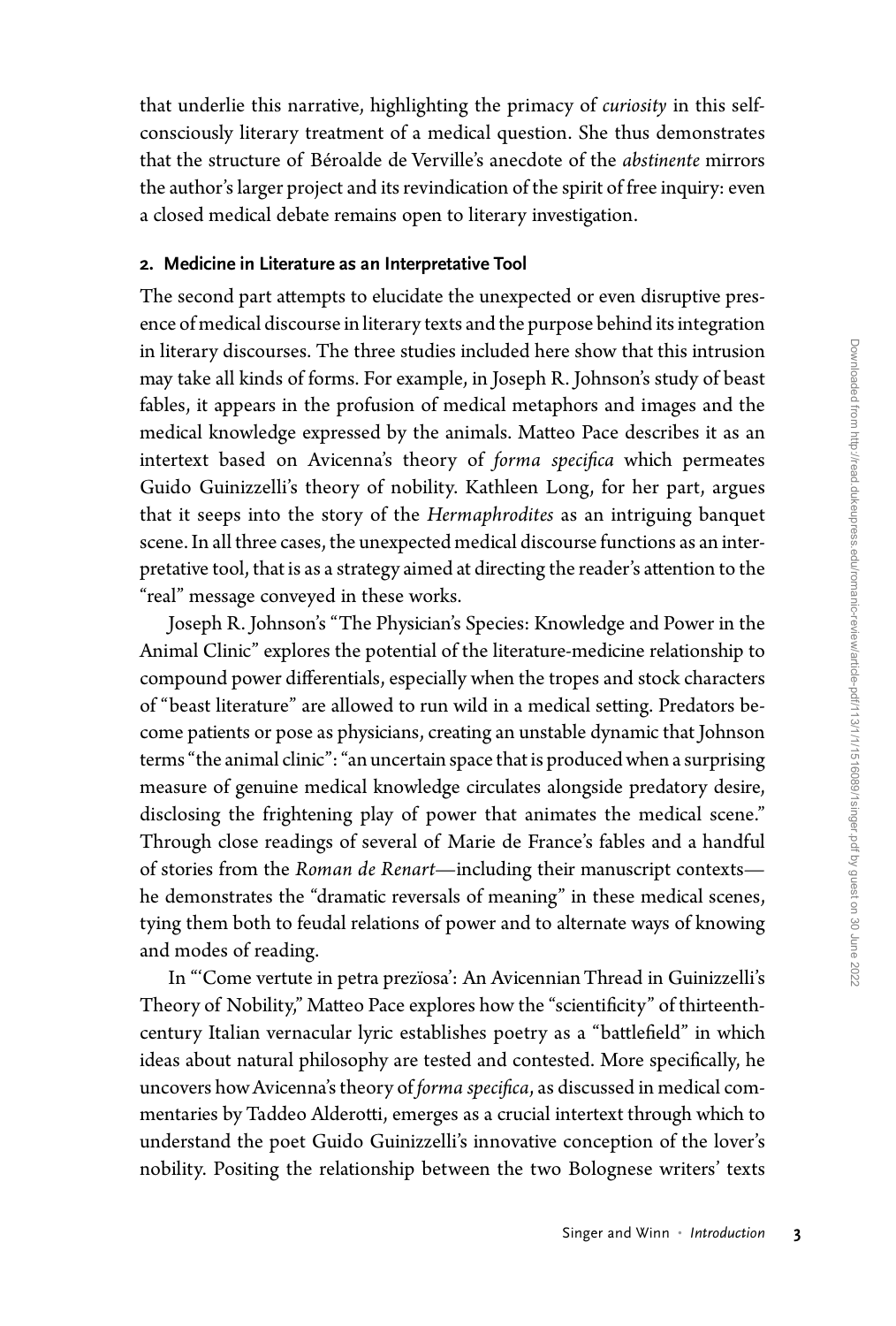that underlie this narrative, highlighting the primacy of *curiosity* in this self-consciously literary treatment of a medical question. She thus demonstrates that the structure of Béroalde de Verville's anecdote of the *abstinente* mirrors the author's larger project and its revindication of the spirit of free inquiry: even a closed medical debate remains open to literary investigation.

## 2. Medicine in Literature as an Interpretative Tool

The second part attempts to elucidate the unexpected or even disruptive presence of medical discourse in literary texts and the purpose behind its integration in literary discourses. The three studies included here show that this intrusion may take all kinds of forms. For example, in Joseph R. Johnson's study of beast fables, it appears in the profusion of medical metaphors and images and the medical knowledge expressed by the animals. Matteo Pace describes it as an intertext based on Avicenna's theory of *forma specifica* which permeates Guido Guinizzelli's theory of nobility. Kathleen Long, for her part, argues that it seeps into the story of the *Hermaphrodites* as an intriguing banquet scene. In all three cases, the unexpected medical discourse functions as an interpretative tool, that is as a strategy aimed at directing the reader's attention to the "real" message conveyed in these works.

Joseph R. Johnson's "The Physician's Species: Knowledge and Power in the Animal Clinic" explores the potential of the literature-medicine relationship to compound power differentials, especially when the tropes and stock characters of "beast literature" are allowed to run wild in a medical setting. Predators become patients or pose as physicians, creating an unstable dynamic that Johnson terms "the animal clinic": "an uncertain space that is produced when a surprising measure of genuine medical knowledge circulates alongside predatory desire, disclosing the frightening play of power that animates the medical scene." Through close readings of several of Marie de France's fables and a handful of stories from the *Roman de Renart*—including their manuscript contexts—he demonstrates the "dramatic reversals of meaning" in these medical scenes, tying them both to feudal relations of power and to alternate ways of knowing and modes of reading.

In "'Come vertute in petra preziosa': An Avicennian Thread in Guinizzelli's Theory of Nobility," Matteo Pace explores how the "scientificity" of thirteenth-century Italian vernacular lyric establishes poetry as a "battlefield" in which ideas about natural philosophy are tested and contested. More specifically, he uncovers how Avicenna's theory of *forma specifica*, as discussed in medical commentaries by Taddeo Alderotti, emerges as a crucial intertext through which to understand the poet Guido Guinizzelli's innovative conception of the lover's nobility. Positing the relationship between the two Bolognese writers' texts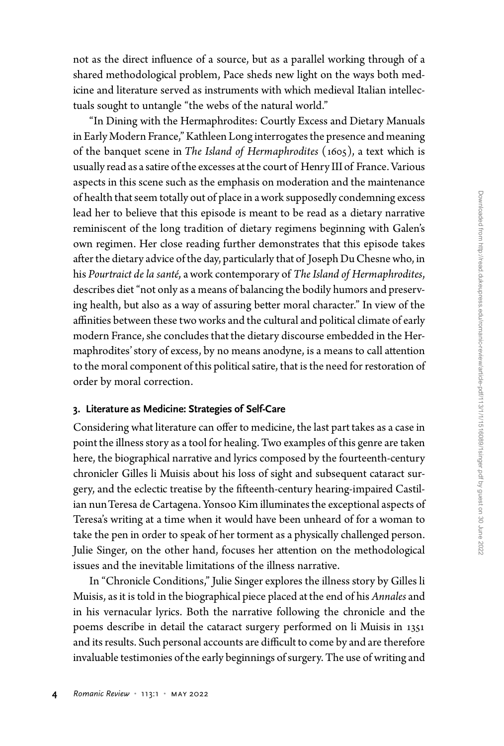not as the direct influence of a source, but as a parallel working through of a shared methodological problem, Pace sheds new light on the ways both medicine and literature served as instruments with which medieval Italian intellectuals sought to untangle "the webs of the natural world."

"In Dining with the Hermaphrodites: Courtly Excess and Dietary Manuals in Early Modern France," Kathleen Long interrogates the presence and meaning of the banquet scene in *The Island of Hermaphrodites* (1605), a text which is usually read as a satire of the excesses at the court of Henry III of France. Various aspects in this scene such as the emphasis on moderation and the maintenance of health that seem totally out of place in a work supposedly condemning excess lead her to believe that this episode is meant to be read as a dietary narrative reminiscent of the long tradition of dietary regimens beginning with Galen's own regimen. Her close reading further demonstrates that this episode takes after the dietary advice of the day, particularly that of Joseph Du Chesne who, in his *Pourtraict de la santé*, a work contemporary of *The Island of Hermaphrodites*, describes diet "not only as a means of balancing the bodily humors and preserving health, but also as a way of assuring better moral character." In view of the affinities between these two works and the cultural and political climate of early modern France, she concludes that the dietary discourse embedded in the Hermaphrodites' story of excess, by no means anodyne, is a means to call attention to the moral component of this political satire, that is the need for restoration of order by moral correction.

### 3. Literature as Medicine: Strategies of Self-Care

Considering what literature can offer to medicine, the last part takes as a case in point the illness story as a tool for healing. Two examples of this genre are taken here, the biographical narrative and lyrics composed by the fourteenth-century chronicler Gilles li Muisis about his loss of sight and subsequent cataract surgery, and the eclectic treatise by the fifteenth-century hearing-impaired Castilian nun Teresa de Cartagena. Yonsoo Kim illuminates the exceptional aspects of Teresa's writing at a time when it would have been unheard of for a woman to take the pen in order to speak of her torment as a physically challenged person. Julie Singer, on the other hand, focuses her attention on the methodological issues and the inevitable limitations of the illness narrative.

In "Chronicle Conditions," Julie Singer explores the illness story by Gilles li Muisis, as it is told in the biographical piece placed at the end of his *Annales* and in his vernacular lyrics. Both the narrative following the chronicle and the poems describe in detail the cataract surgery performed on li Muisis in 1351 and its results. Such personal accounts are difficult to come by and are therefore invaluable testimonies of the early beginnings of surgery. The use of writing and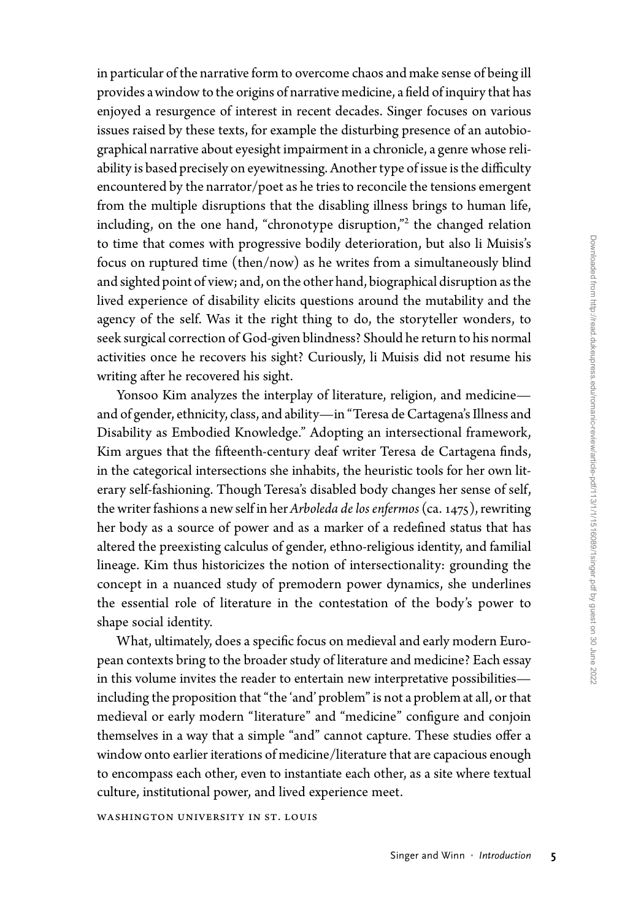in particular of the narrative form to overcome chaos and make sense of being ill provides a window to the origins of narrative medicine, a field of inquiry that has enjoyed a resurgence of interest in recent decades. Singer focuses on various issues raised by these texts, for example the disturbing presence of an autobiographical narrative about eyesight impairment in a chronicle, a genre whose reliability is based precisely on eyewitnessing. Another type of issue is the difficulty encountered by the narrator/poet as he tries to reconcile the tensions emergent from the multiple disruptions that the disabling illness brings to human life, including, on the one hand, "chronotype disruption,"[2] the changed relation to time that comes with progressive bodily deterioration, but also li Muisis's focus on ruptured time (then/now) as he writes from a simultaneously blind and sighted point of view; and, on the other hand, biographical disruption as the lived experience of disability elicits questions around the mutability and the agency of the self. Was it the right thing to do, the storyteller wonders, to seek surgical correction of God-given blindness? Should he return to his normal activities once he recovers his sight? Curiously, li Muisis did not resume his writing after he recovered his sight.

Yonsoo Kim analyzes the interplay of literature, religion, and medicine—and of gender, ethnicity, class, and ability—in "Teresa de Cartagena's Illness and Disability as Embodied Knowledge." Adopting an intersectional framework, Kim argues that the fifteenth-century deaf writer Teresa de Cartagena finds, in the categorical intersections she inhabits, the heuristic tools for her own literary self-fashioning. Though Teresa's disabled body changes her sense of self, the writer fashions a new self in her *Arboleda de los enfermos* (ca. 1475), rewriting her body as a source of power and as a marker of a redefined status that has altered the preexisting calculus of gender, ethno-religious identity, and familial lineage. Kim thus historicizes the notion of intersectionality: grounding the concept in a nuanced study of premodern power dynamics, she underlines the essential role of literature in the contestation of the body's power to shape social identity.

What, ultimately, does a specific focus on medieval and early modern European contexts bring to the broader study of literature and medicine? Each essay in this volume invites the reader to entertain new interpretative possibilities—including the proposition that "the 'and' problem" is not a problem at all, or that medieval or early modern "literature" and "medicine" configure and conjoin themselves in a way that a simple "and" cannot capture. These studies offer a window onto earlier iterations of medicine/literature that are capacious enough to encompass each other, even to instantiate each other, as a site where textual culture, institutional power, and lived experience meet.

WASHINGTON UNIVERSITY IN ST. LOUIS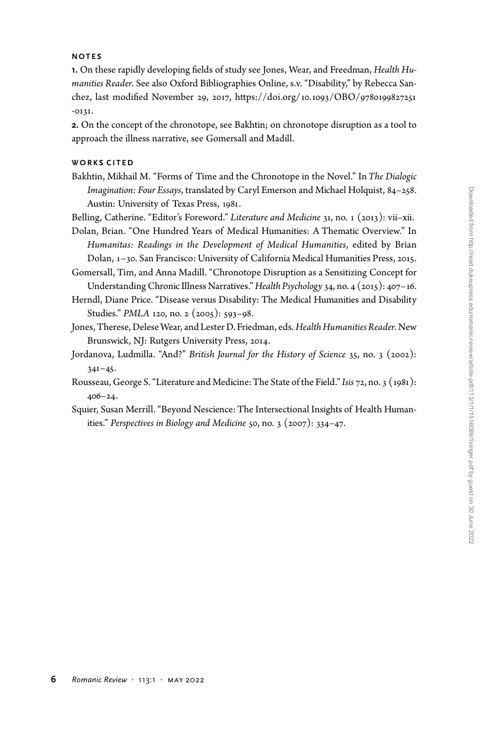## NOTES

**1.** On these rapidly developing fields of study see Jones, Wear, and Freedman, *Health Humanities Reader*. See also Oxford Bibliographies Online, s.v. "Disability," by Rebecca Sanchez, last modified November 29, 2017, https://doi.org/10.1093/OBO/9780199827251-0131.

**2.** On the concept of the chronotope, see Bakhtin; on chronotope disruption as a tool to approach the illness narrative, see Gomersall and Madill.

## WORKS CITED

Bakhtin, Mikhail M. "Forms of Time and the Chronotope in the Novel." In *The Dialogic Imagination: Four Essays*, translated by Caryl Emerson and Michael Holquist, 84–258. Austin: University of Texas Press, 1981.

Belling, Catherine. "Editor's Foreword." *Literature and Medicine* 31, no. 1 (2013): vii–xii.

Dolan, Brian. "One Hundred Years of Medical Humanities: A Thematic Overview." In *Humanitas: Readings in the Development of Medical Humanities*, edited by Brian Dolan, 1–30. San Francisco: University of California Medical Humanities Press, 2015.

Gomersall, Tim, and Anna Madill. "Chronotope Disruption as a Sensitizing Concept for Understanding Chronic Illness Narratives." *Health Psychology* 34, no. 4 (2015): 407–16.

Herndl, Diane Price. "Disease versus Disability: The Medical Humanities and Disability Studies." *PMLA* 120, no. 2 (2005): 593–98.

Jones, Therese, Delese Wear, and Lester D. Friedman, eds. *Health Humanities Reader*. New Brunswick, NJ: Rutgers University Press, 2014.

Jordanova, Ludmilla. "And?" *British Journal for the History of Science* 35, no. 3 (2002): 341–45.

Rousseau, George S. "Literature and Medicine: The State of the Field." *Isis* 72, no. 3 (1981): 406–24.

Squier, Susan Merrill. "Beyond Nescience: The Intersectional Insights of Health Humanities." *Perspectives in Biology and Medicine* 50, no. 3 (2007): 334–47.